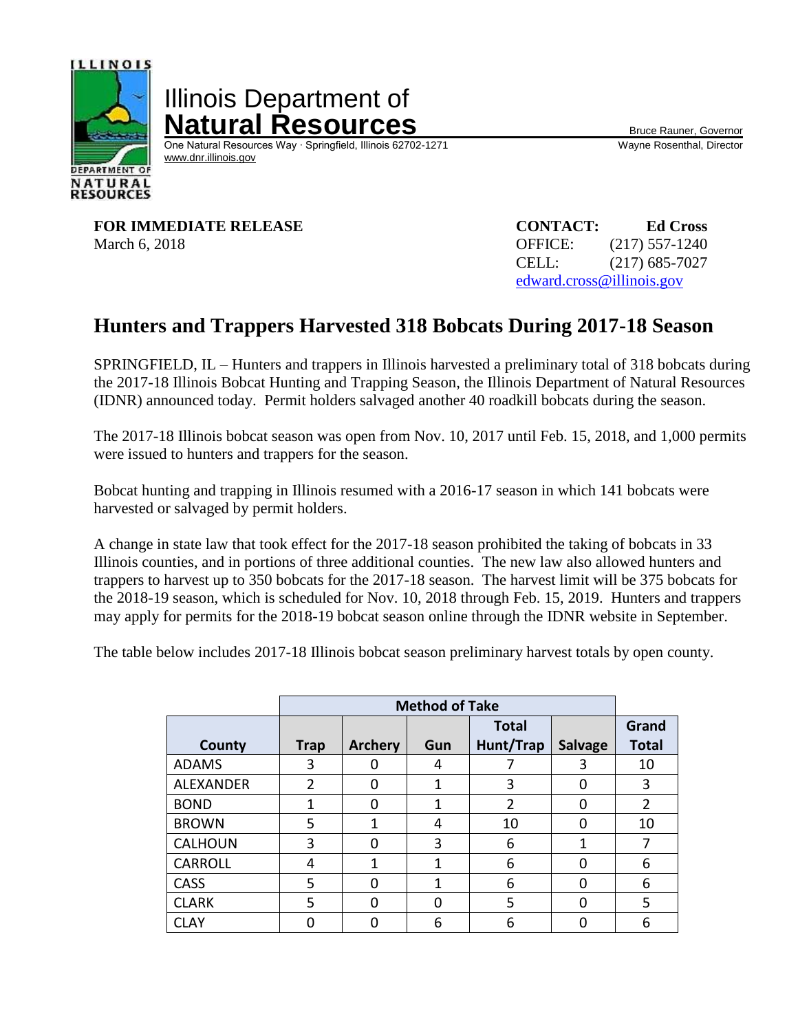# Illinois Department of Natural Resources

One Natural Resources Way · Springfield, Illinois 62702-1271
www.dnr.illinois.gov

Bruce Rauner, Governor
Wayne Rosenthal, Director

**FOR IMMEDIATE RELEASE**
March 6, 2018

**CONTACT: Ed Cross**
OFFICE: (217) 557-1240
CELL: (217) 685-7027
edward.cross@illinois.gov

## Hunters and Trappers Harvested 318 Bobcats During 2017-18 Season

SPRINGFIELD, IL – Hunters and trappers in Illinois harvested a preliminary total of 318 bobcats during the 2017-18 Illinois Bobcat Hunting and Trapping Season, the Illinois Department of Natural Resources (IDNR) announced today. Permit holders salvaged another 40 roadkill bobcats during the season.

The 2017-18 Illinois bobcat season was open from Nov. 10, 2017 until Feb. 15, 2018, and 1,000 permits were issued to hunters and trappers for the season.

Bobcat hunting and trapping in Illinois resumed with a 2016-17 season in which 141 bobcats were harvested or salvaged by permit holders.

A change in state law that took effect for the 2017-18 season prohibited the taking of bobcats in 33 Illinois counties, and in portions of three additional counties. The new law also allowed hunters and trappers to harvest up to 350 bobcats for the 2017-18 season. The harvest limit will be 375 bobcats for the 2018-19 season, which is scheduled for Nov. 10, 2018 through Feb. 15, 2019. Hunters and trappers may apply for permits for the 2018-19 bobcat season online through the IDNR website in September.

The table below includes 2017-18 Illinois bobcat season preliminary harvest totals by open county.

| | Method of Take | | | | | |
|---|---|---|---|---|---|---|
| County | Trap | Archery | Gun | Total Hunt/Trap | Salvage | Grand Total |
| ADAMS | 3 | 0 | 4 | 7 | 3 | 10 |
| ALEXANDER | 2 | 0 | 1 | 3 | 0 | 3 |
| BOND | 1 | 0 | 1 | 2 | 0 | 2 |
| BROWN | 5 | 1 | 4 | 10 | 0 | 10 |
| CALHOUN | 3 | 0 | 3 | 6 | 1 | 7 |
| CARROLL | 4 | 1 | 1 | 6 | 0 | 6 |
| CASS | 5 | 0 | 1 | 6 | 0 | 6 |
| CLARK | 5 | 0 | 0 | 5 | 0 | 5 |
| CLAY | 0 | 0 | 6 | 6 | 0 | 6 |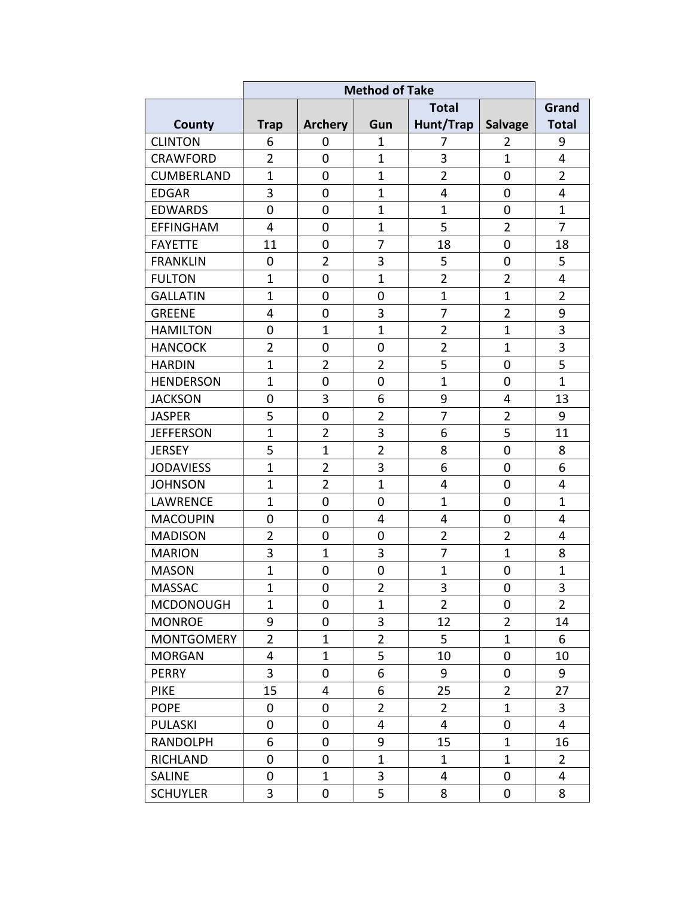| | Method of Take | | | | | |
|---|---|---|---|---|---|---|
| County | Trap | Archery | Gun | Total Hunt/Trap | Salvage | Grand Total |
| CLINTON | 6 | 0 | 1 | 7 | 2 | 9 |
| CRAWFORD | 2 | 0 | 1 | 3 | 1 | 4 |
| CUMBERLAND | 1 | 0 | 1 | 2 | 0 | 2 |
| EDGAR | 3 | 0 | 1 | 4 | 0 | 4 |
| EDWARDS | 0 | 0 | 1 | 1 | 0 | 1 |
| EFFINGHAM | 4 | 0 | 1 | 5 | 2 | 7 |
| FAYETTE | 11 | 0 | 7 | 18 | 0 | 18 |
| FRANKLIN | 0 | 2 | 3 | 5 | 0 | 5 |
| FULTON | 1 | 0 | 1 | 2 | 2 | 4 |
| GALLATIN | 1 | 0 | 0 | 1 | 1 | 2 |
| GREENE | 4 | 0 | 3 | 7 | 2 | 9 |
| HAMILTON | 0 | 1 | 1 | 2 | 1 | 3 |
| HANCOCK | 2 | 0 | 0 | 2 | 1 | 3 |
| HARDIN | 1 | 2 | 2 | 5 | 0 | 5 |
| HENDERSON | 1 | 0 | 0 | 1 | 0 | 1 |
| JACKSON | 0 | 3 | 6 | 9 | 4 | 13 |
| JASPER | 5 | 0 | 2 | 7 | 2 | 9 |
| JEFFERSON | 1 | 2 | 3 | 6 | 5 | 11 |
| JERSEY | 5 | 1 | 2 | 8 | 0 | 8 |
| JODAVIESS | 1 | 2 | 3 | 6 | 0 | 6 |
| JOHNSON | 1 | 2 | 1 | 4 | 0 | 4 |
| LAWRENCE | 1 | 0 | 0 | 1 | 0 | 1 |
| MACOUPIN | 0 | 0 | 4 | 4 | 0 | 4 |
| MADISON | 2 | 0 | 0 | 2 | 2 | 4 |
| MARION | 3 | 1 | 3 | 7 | 1 | 8 |
| MASON | 1 | 0 | 0 | 1 | 0 | 1 |
| MASSAC | 1 | 0 | 2 | 3 | 0 | 3 |
| MCDONOUGH | 1 | 0 | 1 | 2 | 0 | 2 |
| MONROE | 9 | 0 | 3 | 12 | 2 | 14 |
| MONTGOMERY | 2 | 1 | 2 | 5 | 1 | 6 |
| MORGAN | 4 | 1 | 5 | 10 | 0 | 10 |
| PERRY | 3 | 0 | 6 | 9 | 0 | 9 |
| PIKE | 15 | 4 | 6 | 25 | 2 | 27 |
| POPE | 0 | 0 | 2 | 2 | 1 | 3 |
| PULASKI | 0 | 0 | 4 | 4 | 0 | 4 |
| RANDOLPH | 6 | 0 | 9 | 15 | 1 | 16 |
| RICHLAND | 0 | 0 | 1 | 1 | 1 | 2 |
| SALINE | 0 | 1 | 3 | 4 | 0 | 4 |
| SCHUYLER | 3 | 0 | 5 | 8 | 0 | 8 |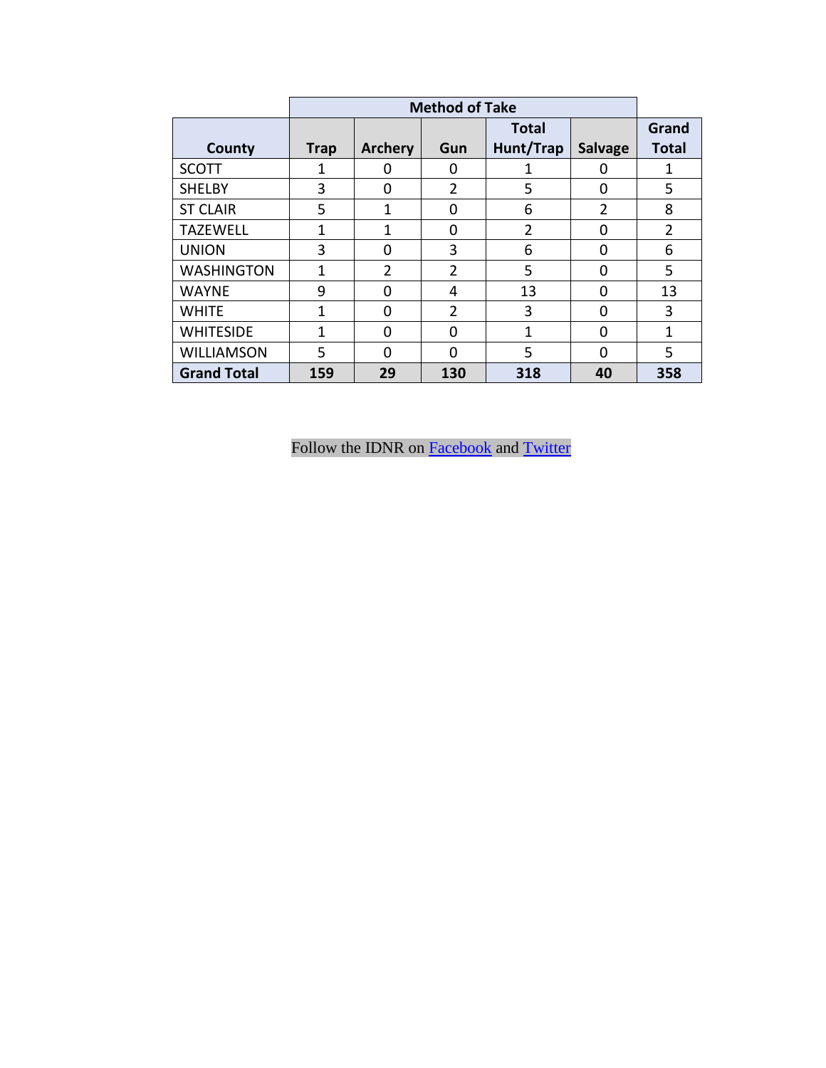| | Method of Take | | | | | |
|---|---|---|---|---|---|---|
| County | Trap | Archery | Gun | Total Hunt/Trap | Salvage | Grand Total |
| SCOTT | 1 | 0 | 0 | 1 | 0 | 1 |
| SHELBY | 3 | 0 | 2 | 5 | 0 | 5 |
| ST CLAIR | 5 | 1 | 0 | 6 | 2 | 8 |
| TAZEWELL | 1 | 1 | 0 | 2 | 0 | 2 |
| UNION | 3 | 0 | 3 | 6 | 0 | 6 |
| WASHINGTON | 1 | 2 | 2 | 5 | 0 | 5 |
| WAYNE | 9 | 0 | 4 | 13 | 0 | 13 |
| WHITE | 1 | 0 | 2 | 3 | 0 | 3 |
| WHITESIDE | 1 | 0 | 0 | 1 | 0 | 1 |
| WILLIAMSON | 5 | 0 | 0 | 5 | 0 | 5 |
| **Grand Total** | **159** | **29** | **130** | **318** | **40** | **358** |

Follow the IDNR on [Facebook]() and [Twitter]()